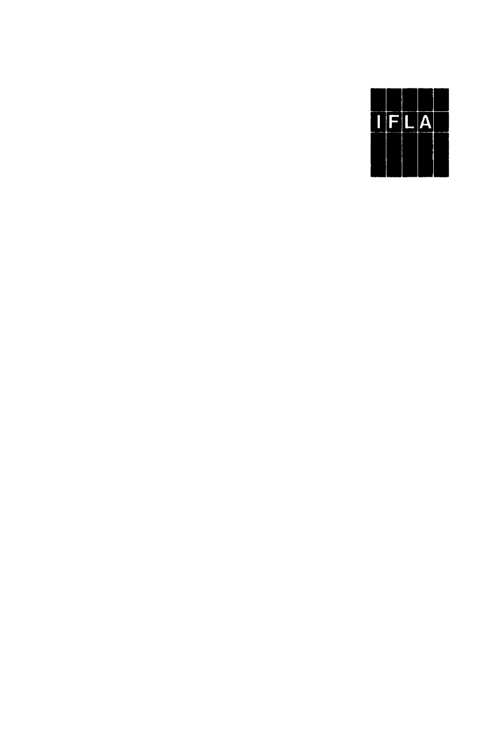IFLA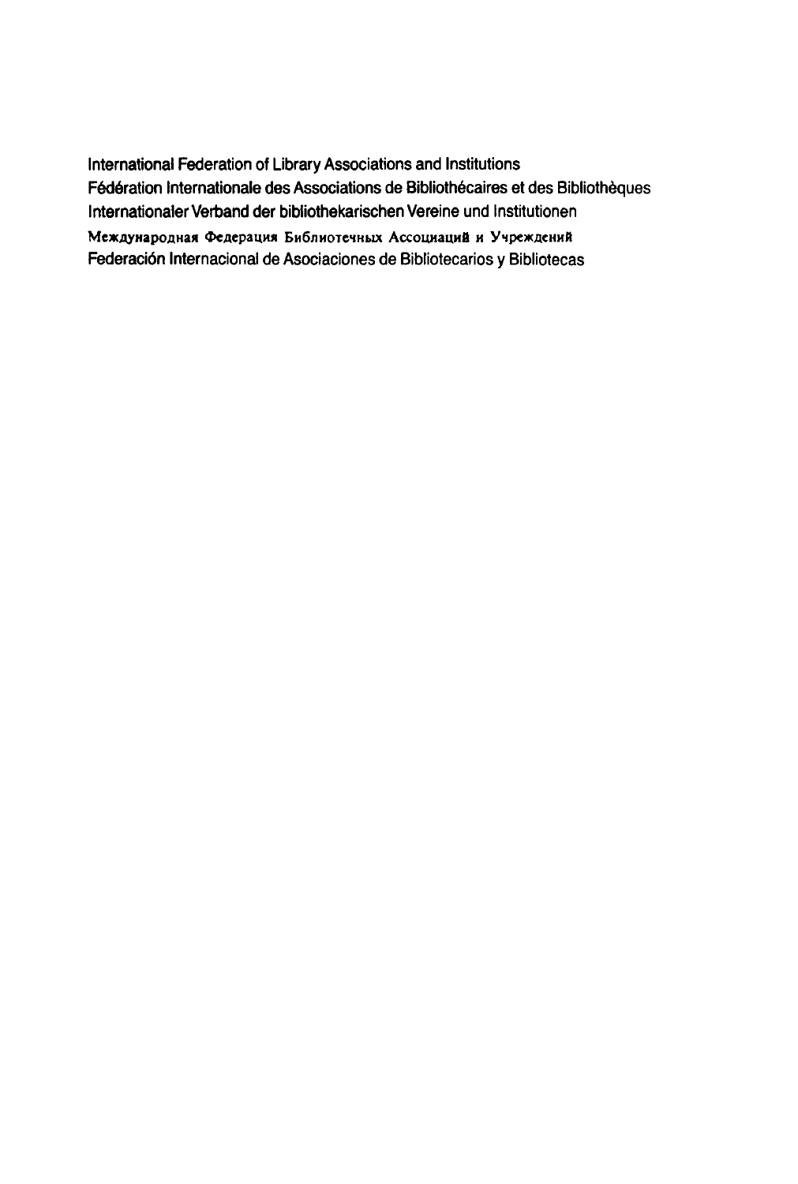International Federation of Library Associations and Institutions
Fédération Internationale des Associations de Bibliothécaires et des Bibliothèques
Internationaler Verband der bibliothekarischen Vereine und Institutionen
Международная Федерация Библиотечных Ассоциаций и Учреждений
Federación Internacional de Asociaciones de Bibliotecarios y Bibliotecas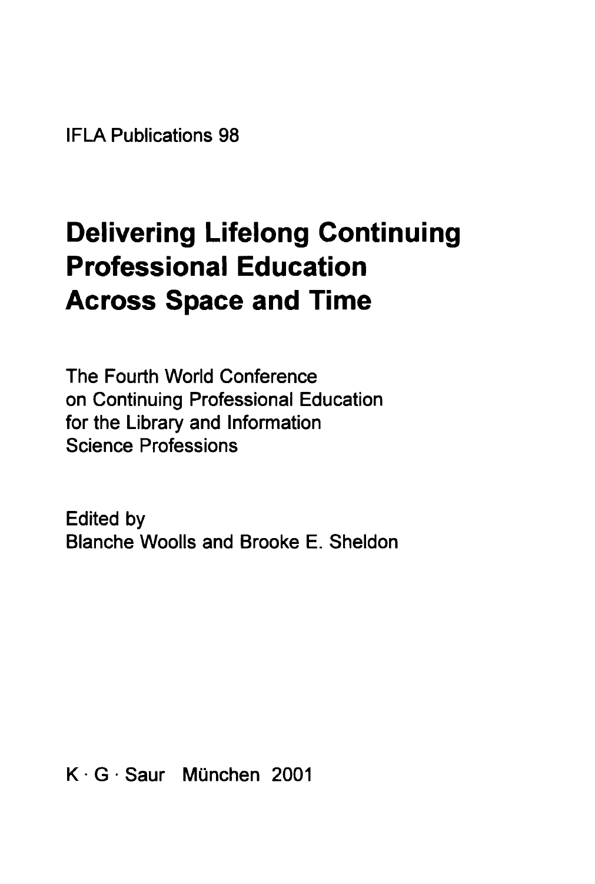IFLA Publications 98

# Delivering Lifelong Continuing Professional Education Across Space and Time

The Fourth World Conference on Continuing Professional Education for the Library and Information Science Professions

Edited by
Blanche Woolls and Brooke E. Sheldon

K · G · Saur München 2001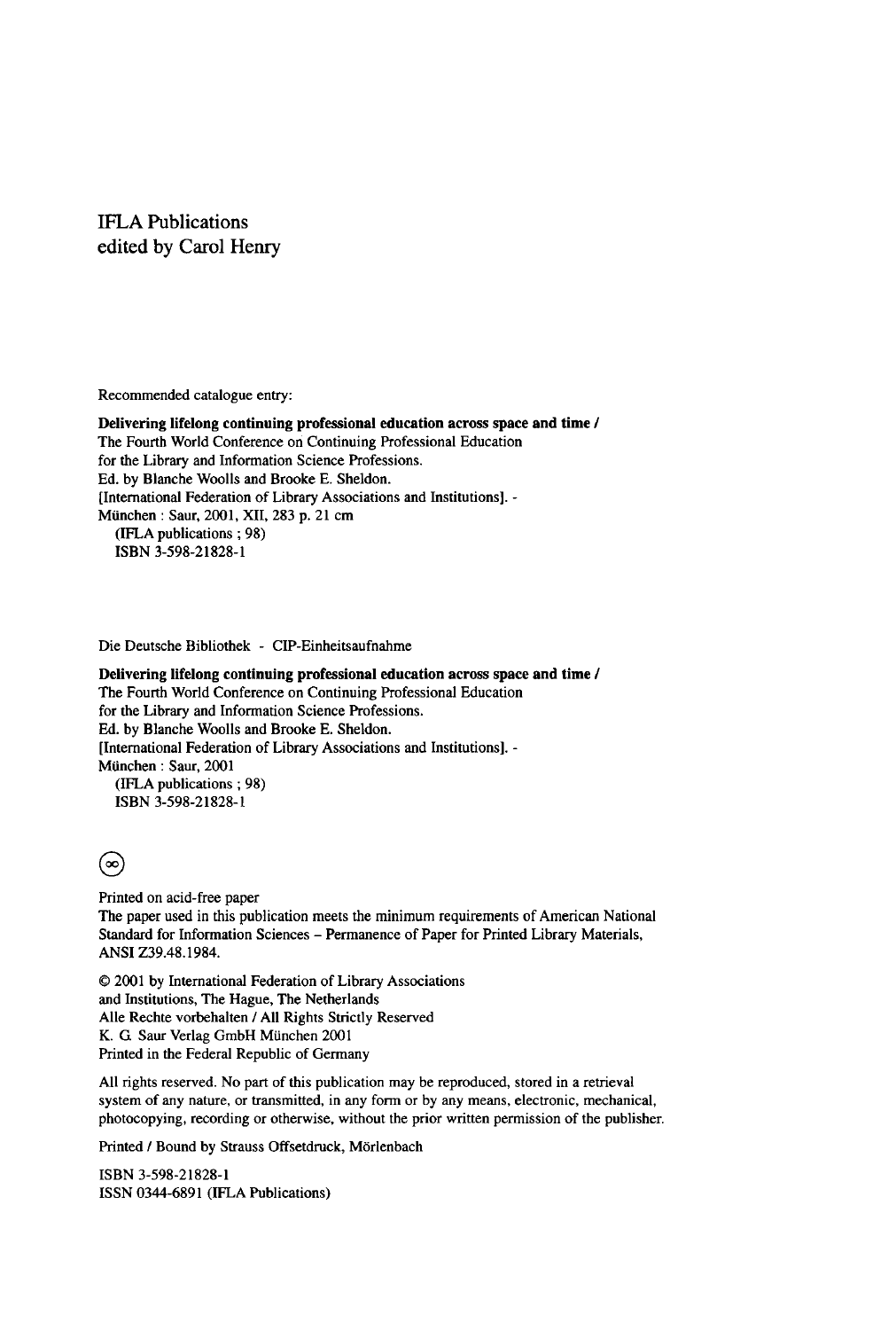IFLA Publications
edited by Carol Henry

Recommended catalogue entry:

**Delivering lifelong continuing professional education across space and time /**
The Fourth World Conference on Continuing Professional Education
for the Library and Information Science Professions.
Ed. by Blanche Woolls and Brooke E. Sheldon.
[International Federation of Library Associations and Institutions]. -
München : Saur, 2001, XII, 283 p. 21 cm
(IFLA publications ; 98)
ISBN 3-598-21828-1

Die Deutsche Bibliothek - CIP-Einheitsaufnahme

**Delivering lifelong continuing professional education across space and time /**
The Fourth World Conference on Continuing Professional Education
for the Library and Information Science Professions.
Ed. by Blanche Woolls and Brooke E. Sheldon.
[International Federation of Library Associations and Institutions]. -
München : Saur, 2001
(IFLA publications ; 98)
ISBN 3-598-21828-1

∞

Printed on acid-free paper
The paper used in this publication meets the minimum requirements of American National Standard for Information Sciences – Permanence of Paper for Printed Library Materials, ANSI Z39.48.1984.

© 2001 by International Federation of Library Associations
and Institutions, The Hague, The Netherlands
Alle Rechte vorbehalten / All Rights Strictly Reserved
K. G. Saur Verlag GmbH München 2001
Printed in the Federal Republic of Germany

All rights reserved. No part of this publication may be reproduced, stored in a retrieval system of any nature, or transmitted, in any form or by any means, electronic, mechanical, photocopying, recording or otherwise, without the prior written permission of the publisher.

Printed / Bound by Strauss Offsetdruck, Mörlenbach

ISBN 3-598-21828-1
ISSN 0344-6891 (IFLA Publications)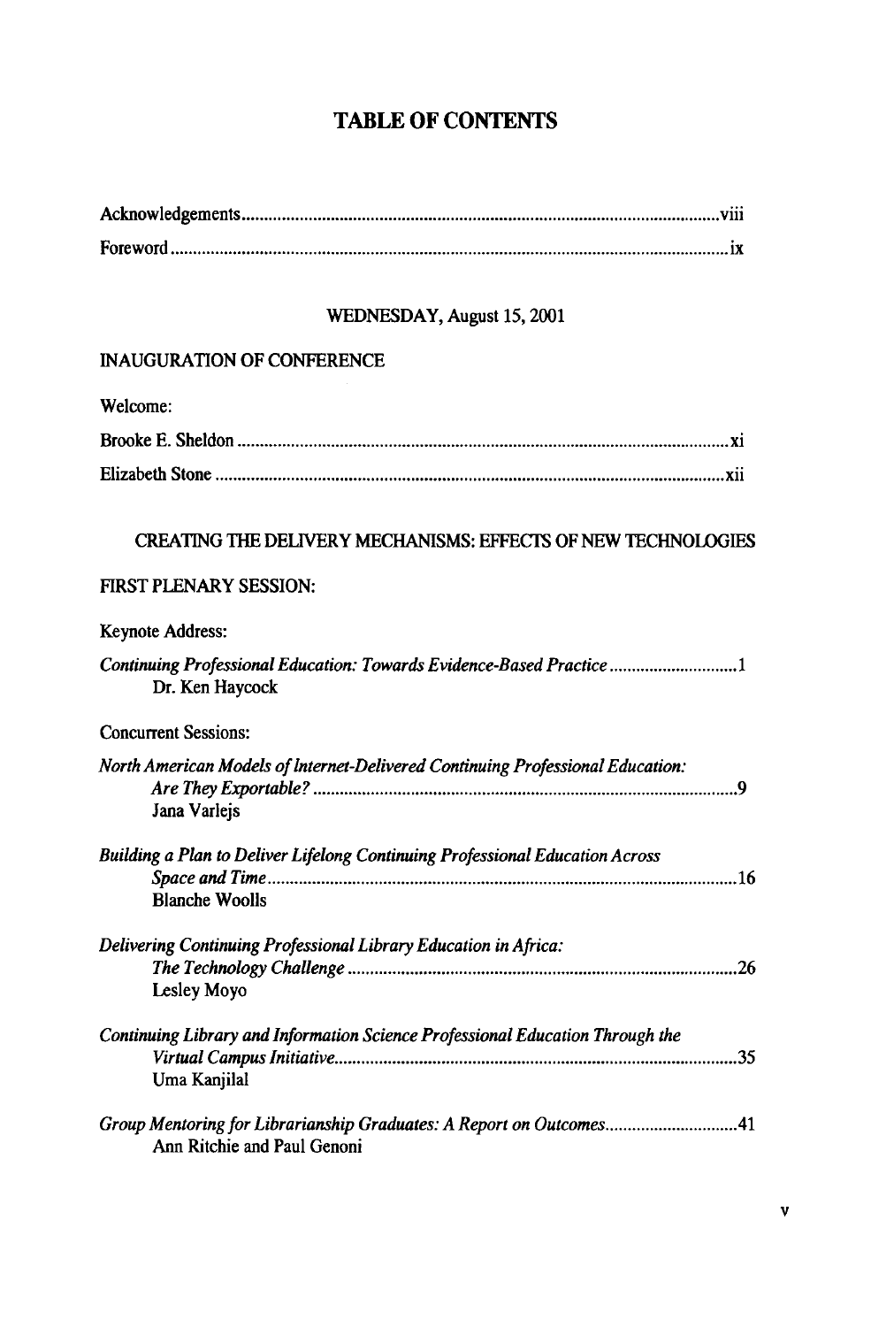# TABLE OF CONTENTS

Acknowledgements ........................................................................................................ viii

Foreword ........................................................................................................................ ix

WEDNESDAY, August 15, 2001

INAUGURATION OF CONFERENCE

Welcome:

Brooke E. Sheldon .......................................................................................................... xi

Elizabeth Stone ............................................................................................................... xii

CREATING THE DELIVERY MECHANISMS: EFFECTS OF NEW TECHNOLOGIES

FIRST PLENARY SESSION:

Keynote Address:

*Continuing Professional Education: Towards Evidence-Based Practice* ............................ 1
Dr. Ken Haycock

Concurrent Sessions:

*North American Models of Internet-Delivered Continuing Professional Education: Are They Exportable?* ............................................................................................... 9
Jana Varlejs

*Building a Plan to Deliver Lifelong Continuing Professional Education Across Space and Time* ........................................................................................................ 16
Blanche Woolls

*Delivering Continuing Professional Library Education in Africa: The Technology Challenge* ..................................................................................... 26
Lesley Moyo

*Continuing Library and Information Science Professional Education Through the Virtual Campus Initiative* ......................................................................................... 35
Uma Kanjilal

*Group Mentoring for Librarianship Graduates: A Report on Outcomes* ............................. 41
Ann Ritchie and Paul Genoni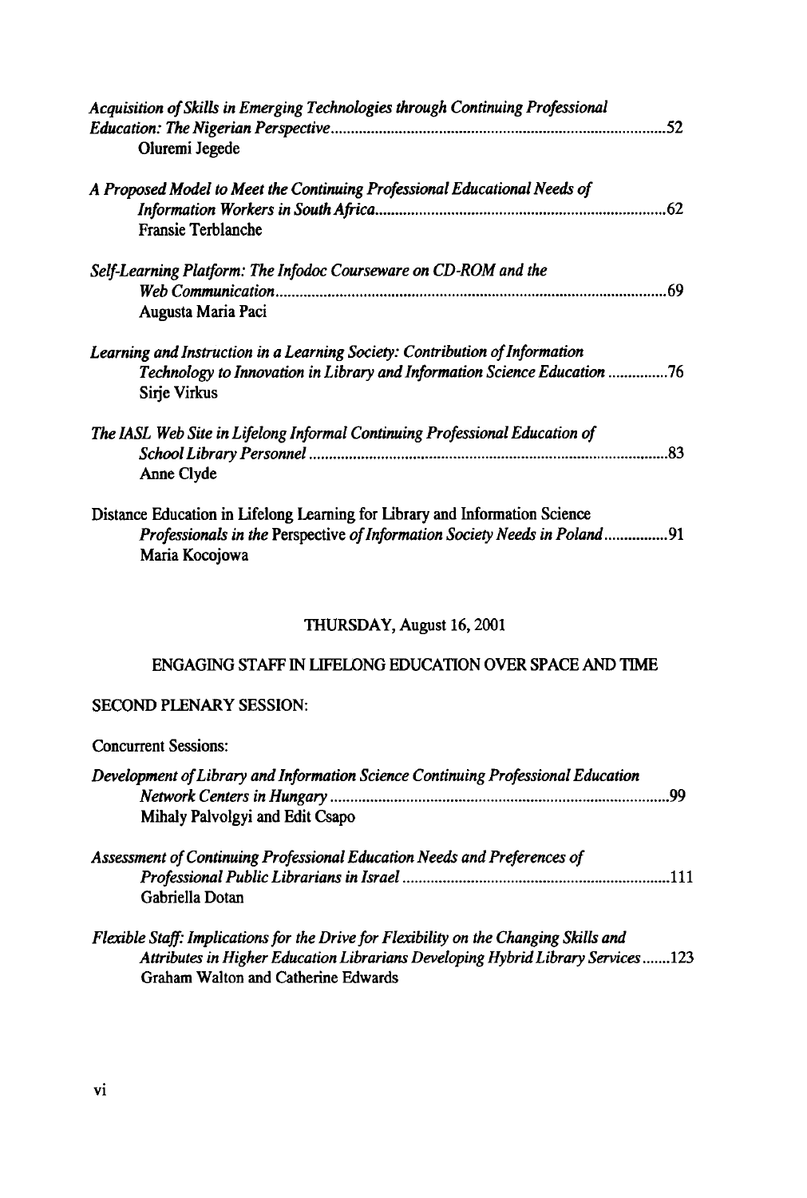*Acquisition of Skills in Emerging Technologies through Continuing Professional Education: The Nigerian Perspective* ........ 52
Oluremi Jegede

*A Proposed Model to Meet the Continuing Professional Educational Needs of Information Workers in South Africa* ........ 62
Fransie Terblanche

*Self-Learning Platform: The Infodoc Courseware on CD-ROM and the Web Communication* ........ 69
Augusta Maria Paci

*Learning and Instruction in a Learning Society: Contribution of Information Technology to Innovation in Library and Information Science Education* ........ 76
Sirje Virkus

*The IASL Web Site in Lifelong Informal Continuing Professional Education of School Library Personnel* ........ 83
Anne Clyde

Distance Education in Lifelong Learning for Library and Information Science *Professionals in the* Perspective *of Information Society Needs in Poland* ........ 91
Maria Kocojowa

THURSDAY, August 16, 2001

ENGAGING STAFF IN LIFELONG EDUCATION OVER SPACE AND TIME

SECOND PLENARY SESSION:

Concurrent Sessions:

*Development of Library and Information Science Continuing Professional Education Network Centers in Hungary* ........ 99
Mihaly Palvolgyi and Edit Csapo

*Assessment of Continuing Professional Education Needs and Preferences of Professional Public Librarians in Israel* ........ 111
Gabriella Dotan

*Flexible Staff: Implications for the Drive for Flexibility on the Changing Skills and Attributes in Higher Education Librarians Developing Hybrid Library Services* ........ 123
Graham Walton and Catherine Edwards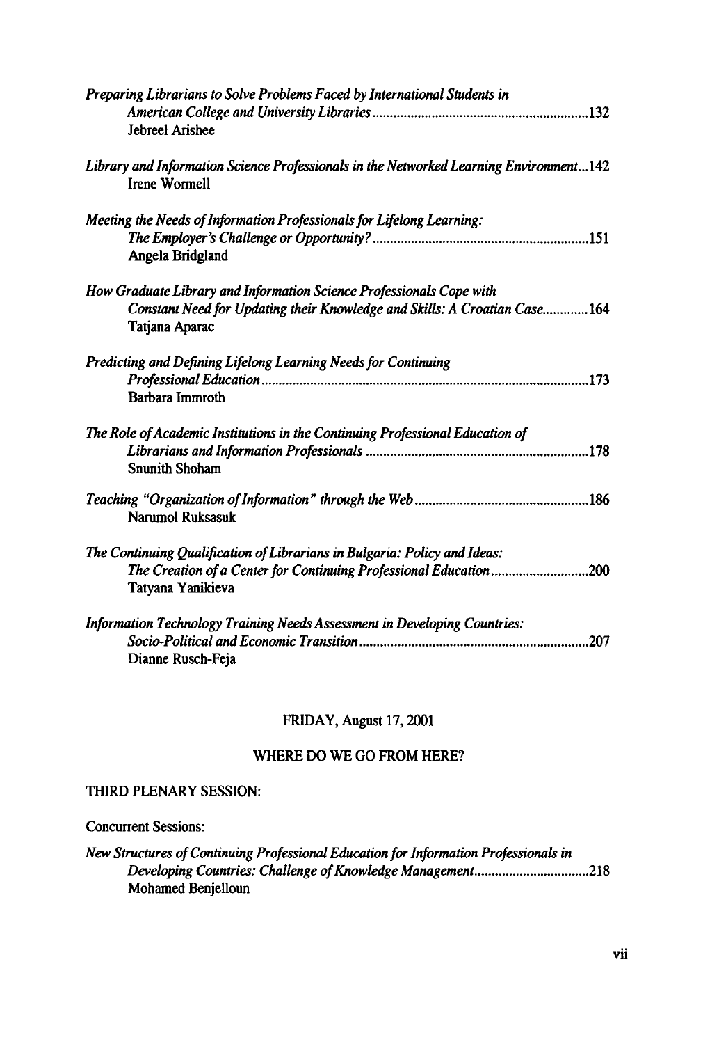*Preparing Librarians to Solve Problems Faced by International Students in American College and University Libraries* ............................................................. 132
Jebreel Arishee

*Library and Information Science Professionals in the Networked Learning Environment*...142
Irene Wormell

*Meeting the Needs of Information Professionals for Lifelong Learning: The Employer's Challenge or Opportunity?* ............................................................. 151
Angela Bridgland

*How Graduate Library and Information Science Professionals Cope with Constant Need for Updating their Knowledge and Skills: A Croatian Case*............ 164
Tatjana Aparac

*Predicting and Defining Lifelong Learning Needs for Continuing Professional Education* ............................................................................................ 173
Barbara Immroth

*The Role of Academic Institutions in the Continuing Professional Education of Librarians and Information Professionals* ............................................................... 178
Snunith Shoham

*Teaching "Organization of Information" through the Web* ................................................. 186
Narumol Ruksasuk

*The Continuing Qualification of Librarians in Bulgaria: Policy and Ideas: The Creation of a Center for Continuing Professional Education* ............................ 200
Tatyana Yanikieva

*Information Technology Training Needs Assessment in Developing Countries: Socio-Political and Economic Transition* ................................................................. 207
Dianne Rusch-Feja

FRIDAY, August 17, 2001

WHERE DO WE GO FROM HERE?

THIRD PLENARY SESSION:

Concurrent Sessions:

*New Structures of Continuing Professional Education for Information Professionals in Developing Countries: Challenge of Knowledge Management* ................................ 218
Mohamed Benjelloun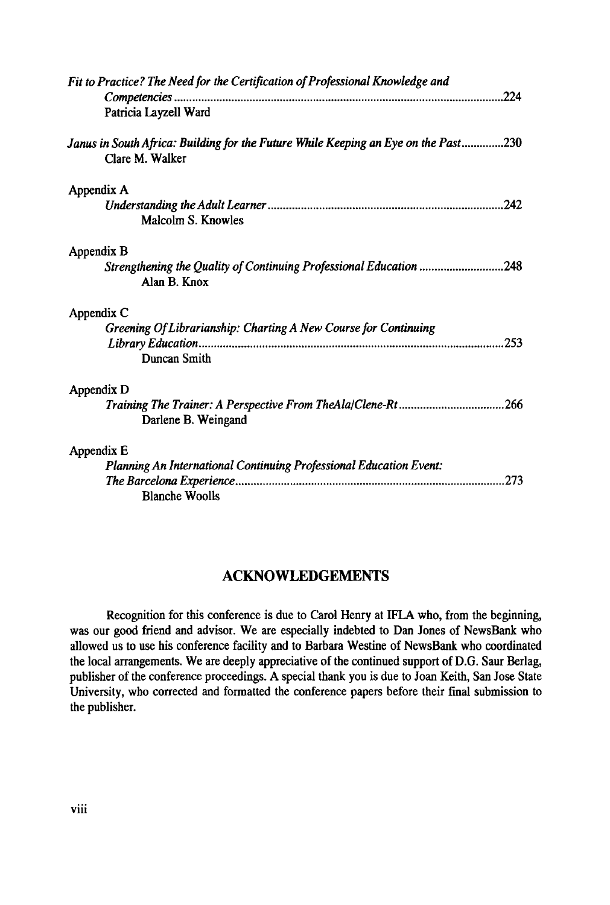*Fit to Practice? The Need for the Certification of Professional Knowledge and Competencies* ........................................................................................................224
Patricia Layzell Ward

*Janus in South Africa: Building for the Future While Keeping an Eye on the Past*.............230
Clare M. Walker

Appendix A
*Understanding the Adult Learner* ............................................................................242
Malcolm S. Knowles

Appendix B
*Strengthening the Quality of Continuing Professional Education* ...........................248
Alan B. Knox

Appendix C
*Greening Of Librarianship: Charting A New Course for Continuing Library Education*..................................................................................................253
Duncan Smith

Appendix D
*Training The Trainer: A Perspective From TheAla/Clene-Rt*..................................266
Darlene B. Weingand

Appendix E
*Planning An International Continuing Professional Education Event: The Barcelona Experience*......................................................................................273
Blanche Woolls

## ACKNOWLEDGEMENTS

Recognition for this conference is due to Carol Henry at IFLA who, from the beginning, was our good friend and advisor. We are especially indebted to Dan Jones of NewsBank who allowed us to use his conference facility and to Barbara Westine of NewsBank who coordinated the local arrangements. We are deeply appreciative of the continued support of D.G. Saur Berlag, publisher of the conference proceedings. A special thank you is due to Joan Keith, San Jose State University, who corrected and formatted the conference papers before their final submission to the publisher.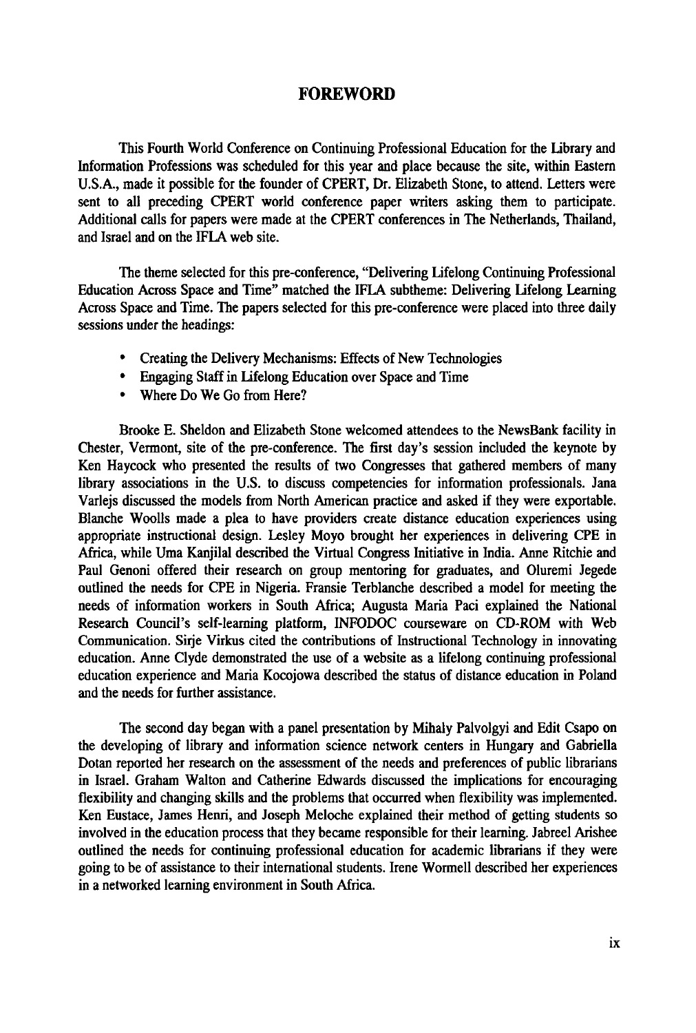# FOREWORD

This Fourth World Conference on Continuing Professional Education for the Library and Information Professions was scheduled for this year and place because the site, within Eastern U.S.A., made it possible for the founder of CPERT, Dr. Elizabeth Stone, to attend. Letters were sent to all preceding CPERT world conference paper writers asking them to participate. Additional calls for papers were made at the CPERT conferences in The Netherlands, Thailand, and Israel and on the IFLA web site.

The theme selected for this pre-conference, "Delivering Lifelong Continuing Professional Education Across Space and Time" matched the IFLA subtheme: Delivering Lifelong Learning Across Space and Time. The papers selected for this pre-conference were placed into three daily sessions under the headings:

- Creating the Delivery Mechanisms: Effects of New Technologies
- Engaging Staff in Lifelong Education over Space and Time
- Where Do We Go from Here?

Brooke E. Sheldon and Elizabeth Stone welcomed attendees to the NewsBank facility in Chester, Vermont, site of the pre-conference. The first day's session included the keynote by Ken Haycock who presented the results of two Congresses that gathered members of many library associations in the U.S. to discuss competencies for information professionals. Jana Varlejs discussed the models from North American practice and asked if they were exportable. Blanche Woolls made a plea to have providers create distance education experiences using appropriate instructional design. Lesley Moyo brought her experiences in delivering CPE in Africa, while Uma Kanjilal described the Virtual Congress Initiative in India. Anne Ritchie and Paul Genoni offered their research on group mentoring for graduates, and Oluremi Jegede outlined the needs for CPE in Nigeria. Fransie Terblanche described a model for meeting the needs of information workers in South Africa; Augusta Maria Paci explained the National Research Council's self-learning platform, INFODOC courseware on CD-ROM with Web Communication. Sirje Virkus cited the contributions of Instructional Technology in innovating education. Anne Clyde demonstrated the use of a website as a lifelong continuing professional education experience and Maria Kocojowa described the status of distance education in Poland and the needs for further assistance.

The second day began with a panel presentation by Mihaly Palvolgyi and Edit Csapo on the developing of library and information science network centers in Hungary and Gabriella Dotan reported her research on the assessment of the needs and preferences of public librarians in Israel. Graham Walton and Catherine Edwards discussed the implications for encouraging flexibility and changing skills and the problems that occurred when flexibility was implemented. Ken Eustace, James Henri, and Joseph Meloche explained their method of getting students so involved in the education process that they became responsible for their learning. Jabreel Arishee outlined the needs for continuing professional education for academic librarians if they were going to be of assistance to their international students. Irene Wormell described her experiences in a networked learning environment in South Africa.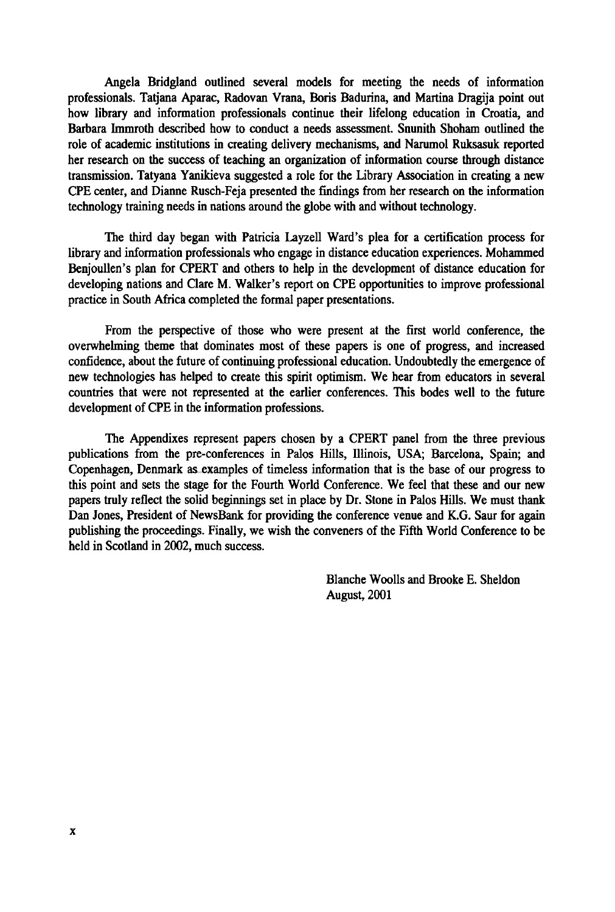Angela Bridgland outlined several models for meeting the needs of information professionals. Tatjana Aparac, Radovan Vrana, Boris Badurina, and Martina Dragija point out how library and information professionals continue their lifelong education in Croatia, and Barbara Immroth described how to conduct a needs assessment. Snunith Shoham outlined the role of academic institutions in creating delivery mechanisms, and Narumol Ruksasuk reported her research on the success of teaching an organization of information course through distance transmission. Tatyana Yanikieva suggested a role for the Library Association in creating a new CPE center, and Dianne Rusch-Feja presented the findings from her research on the information technology training needs in nations around the globe with and without technology.

The third day began with Patricia Layzell Ward's plea for a certification process for library and information professionals who engage in distance education experiences. Mohammed Benjoullen's plan for CPERT and others to help in the development of distance education for developing nations and Clare M. Walker's report on CPE opportunities to improve professional practice in South Africa completed the formal paper presentations.

From the perspective of those who were present at the first world conference, the overwhelming theme that dominates most of these papers is one of progress, and increased confidence, about the future of continuing professional education. Undoubtedly the emergence of new technologies has helped to create this spirit optimism. We hear from educators in several countries that were not represented at the earlier conferences. This bodes well to the future development of CPE in the information professions.

The Appendixes represent papers chosen by a CPERT panel from the three previous publications from the pre-conferences in Palos Hills, Illinois, USA; Barcelona, Spain; and Copenhagen, Denmark as examples of timeless information that is the base of our progress to this point and sets the stage for the Fourth World Conference. We feel that these and our new papers truly reflect the solid beginnings set in place by Dr. Stone in Palos Hills. We must thank Dan Jones, President of NewsBank for providing the conference venue and K.G. Saur for again publishing the proceedings. Finally, we wish the conveners of the Fifth World Conference to be held in Scotland in 2002, much success.

Blanche Woolls and Brooke E. Sheldon
August, 2001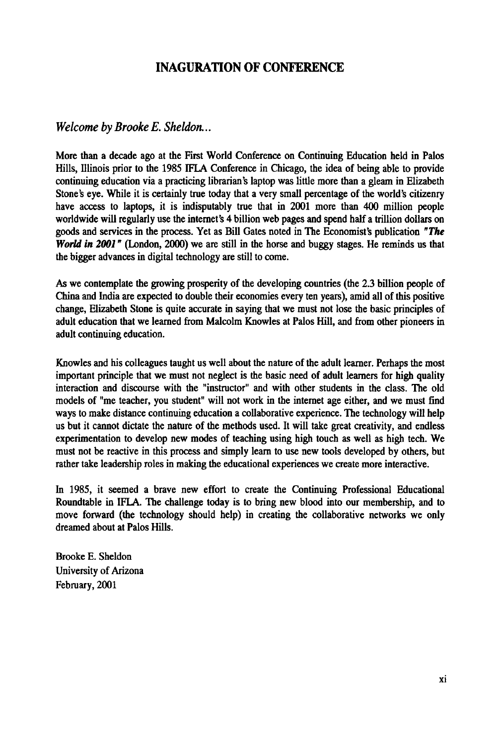# INAGURATION OF CONFERENCE

*Welcome by Brooke E. Sheldon...*

More than a decade ago at the First World Conference on Continuing Education held in Palos Hills, Illinois prior to the 1985 IFLA Conference in Chicago, the idea of being able to provide continuing education via a practicing librarian's laptop was little more than a gleam in Elizabeth Stone's eye. While it is certainly true today that a very small percentage of the world's citizenry have access to laptops, it is indisputably true that in 2001 more than 400 million people worldwide will regularly use the internet's 4 billion web pages and spend half a trillion dollars on goods and services in the process. Yet as Bill Gates noted in The Economist's publication ***"The World in 2001"*** (London, 2000) we are still in the horse and buggy stages. He reminds us that the bigger advances in digital technology are still to come.

As we contemplate the growing prosperity of the developing countries (the 2.3 billion people of China and India are expected to double their economies every ten years), amid all of this positive change, Elizabeth Stone is quite accurate in saying that we must not lose the basic principles of adult education that we learned from Malcolm Knowles at Palos Hill, and from other pioneers in adult continuing education.

Knowles and his colleagues taught us well about the nature of the adult learner. Perhaps the most important principle that we must not neglect is the basic need of adult learners for high quality interaction and discourse with the "instructor" and with other students in the class. The old models of "me teacher, you student" will not work in the internet age either, and we must find ways to make distance continuing education a collaborative experience. The technology will help us but it cannot dictate the nature of the methods used. It will take great creativity, and endless experimentation to develop new modes of teaching using high touch as well as high tech. We must not be reactive in this process and simply learn to use new tools developed by others, but rather take leadership roles in making the educational experiences we create more interactive.

In 1985, it seemed a brave new effort to create the Continuing Professional Educational Roundtable in IFLA. The challenge today is to bring new blood into our membership, and to move forward (the technology should help) in creating the collaborative networks we only dreamed about at Palos Hills.

Brooke E. Sheldon
University of Arizona
February, 2001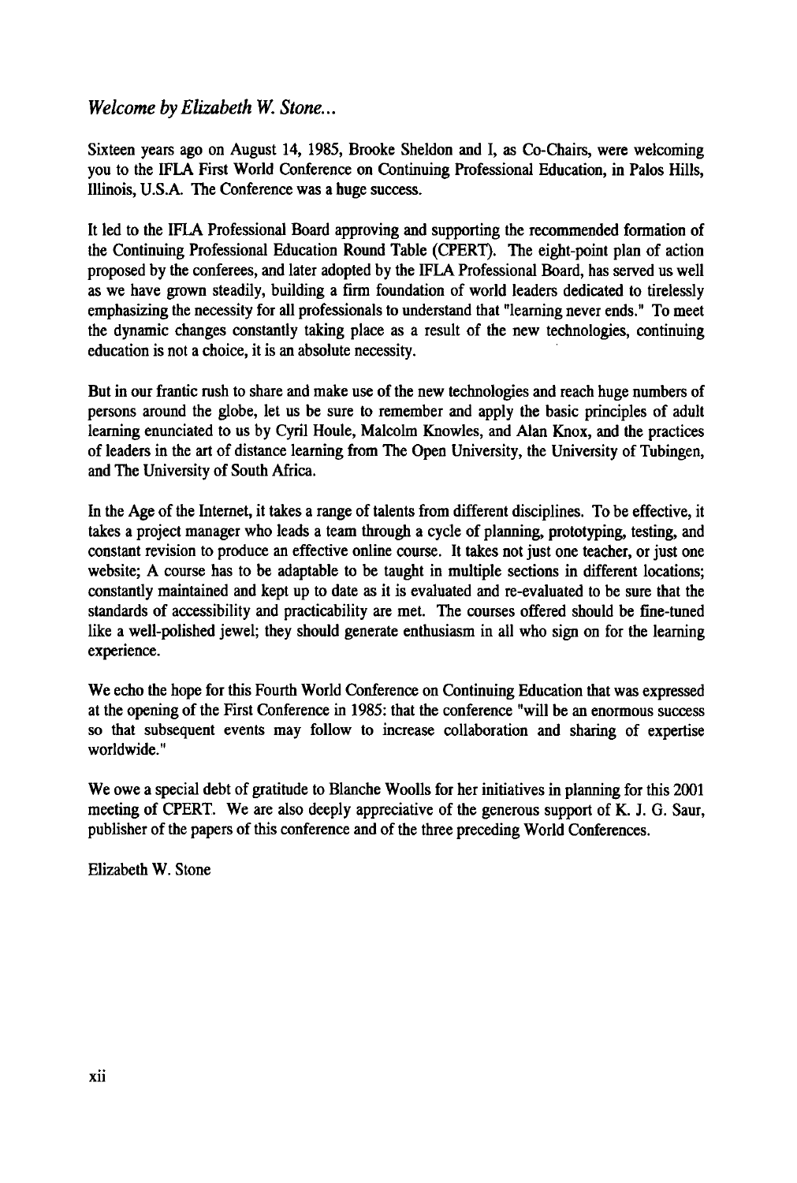*Welcome by Elizabeth W. Stone...*

Sixteen years ago on August 14, 1985, Brooke Sheldon and I, as Co-Chairs, were welcoming you to the IFLA First World Conference on Continuing Professional Education, in Palos Hills, Illinois, U.S.A. The Conference was a huge success.

It led to the IFLA Professional Board approving and supporting the recommended formation of the Continuing Professional Education Round Table (CPERT). The eight-point plan of action proposed by the conferees, and later adopted by the IFLA Professional Board, has served us well as we have grown steadily, building a firm foundation of world leaders dedicated to tirelessly emphasizing the necessity for all professionals to understand that "learning never ends." To meet the dynamic changes constantly taking place as a result of the new technologies, continuing education is not a choice, it is an absolute necessity.

But in our frantic rush to share and make use of the new technologies and reach huge numbers of persons around the globe, let us be sure to remember and apply the basic principles of adult learning enunciated to us by Cyril Houle, Malcolm Knowles, and Alan Knox, and the practices of leaders in the art of distance learning from The Open University, the University of Tubingen, and The University of South Africa.

In the Age of the Internet, it takes a range of talents from different disciplines. To be effective, it takes a project manager who leads a team through a cycle of planning, prototyping, testing, and constant revision to produce an effective online course. It takes not just one teacher, or just one website; A course has to be adaptable to be taught in multiple sections in different locations; constantly maintained and kept up to date as it is evaluated and re-evaluated to be sure that the standards of accessibility and practicability are met. The courses offered should be fine-tuned like a well-polished jewel; they should generate enthusiasm in all who sign on for the learning experience.

We echo the hope for this Fourth World Conference on Continuing Education that was expressed at the opening of the First Conference in 1985: that the conference "will be an enormous success so that subsequent events may follow to increase collaboration and sharing of expertise worldwide."

We owe a special debt of gratitude to Blanche Woolls for her initiatives in planning for this 2001 meeting of CPERT. We are also deeply appreciative of the generous support of K. J. G. Saur, publisher of the papers of this conference and of the three preceding World Conferences.

Elizabeth W. Stone